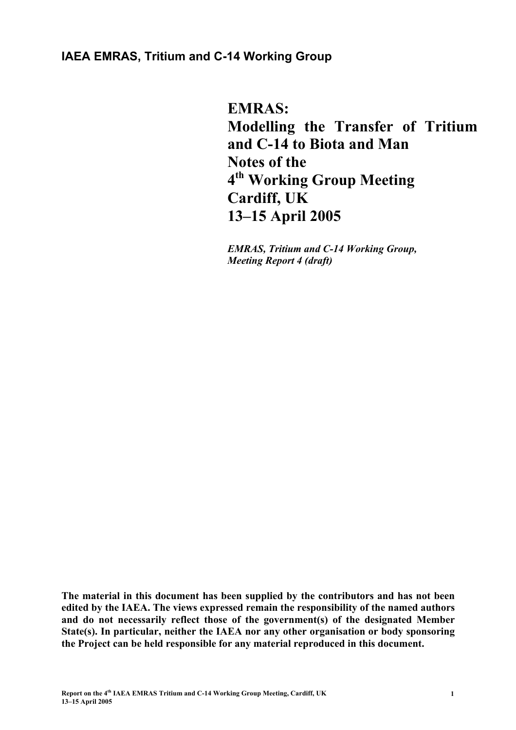**IAEA EMRAS, Tritium and C-14 Working Group**

# EMRAS: Modelling the Transfer of Tritium and C-14 to Biota and Man Notes of the 4th Working Group Meeting Cardiff, UK 13–15 April 2005

***EMRAS, Tritium and C-14 Working Group, Meeting Report 4 (draft)***

**The material in this document has been supplied by the contributors and has not been edited by the IAEA. The views expressed remain the responsibility of the named authors and do not necessarily reflect those of the government(s) of the designated Member State(s). In particular, neither the IAEA nor any other organisation or body sponsoring the Project can be held responsible for any material reproduced in this document.**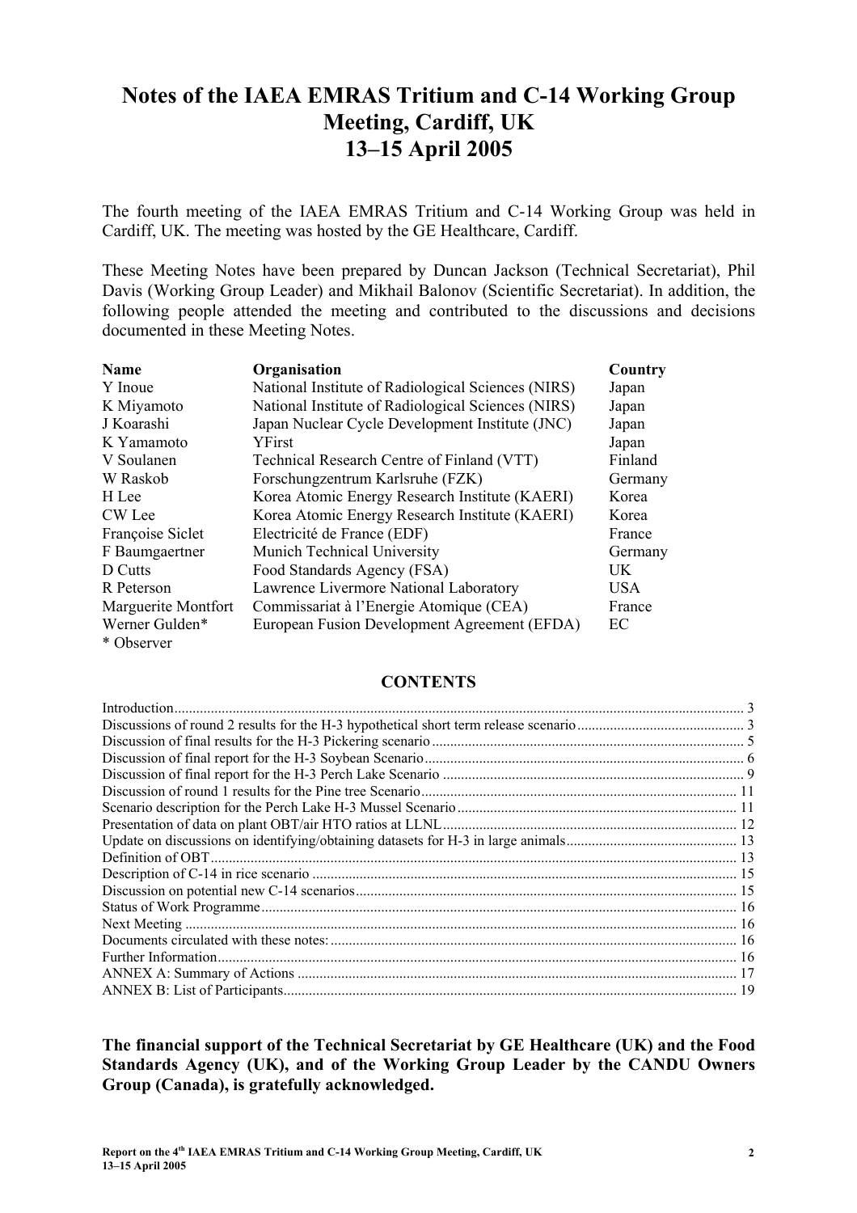# Notes of the IAEA EMRAS Tritium and C-14 Working Group Meeting, Cardiff, UK 13–15 April 2005

The fourth meeting of the IAEA EMRAS Tritium and C-14 Working Group was held in Cardiff, UK. The meeting was hosted by the GE Healthcare, Cardiff.

These Meeting Notes have been prepared by Duncan Jackson (Technical Secretariat), Phil Davis (Working Group Leader) and Mikhail Balonov (Scientific Secretariat). In addition, the following people attended the meeting and contributed to the discussions and decisions documented in these Meeting Notes.

| Name | Organisation | Country |
|---|---|---|
| Y Inoue | National Institute of Radiological Sciences (NIRS) | Japan |
| K Miyamoto | National Institute of Radiological Sciences (NIRS) | Japan |
| J Koarashi | Japan Nuclear Cycle Development Institute (JNC) | Japan |
| K Yamamoto | YFirst | Japan |
| V Soulanen | Technical Research Centre of Finland (VTT) | Finland |
| W Raskob | Forschungzentrum Karlsruhe (FZK) | Germany |
| H Lee | Korea Atomic Energy Research Institute (KAERI) | Korea |
| CW Lee | Korea Atomic Energy Research Institute (KAERI) | Korea |
| Françoise Siclet | Electricité de France (EDF) | France |
| F Baumgaertner | Munich Technical University | Germany |
| D Cutts | Food Standards Agency (FSA) | UK |
| R Peterson | Lawrence Livermore National Laboratory | USA |
| Marguerite Montfort | Commissariat à l'Energie Atomique (CEA) | France |
| Werner Gulden* | European Fusion Development Agreement (EFDA) | EC |

\* Observer

## CONTENTS

- Introduction ... 3
- Discussions of round 2 results for the H-3 hypothetical short term release scenario ... 3
- Discussion of final results for the H-3 Pickering scenario ... 5
- Discussion of final report for the H-3 Soybean Scenario ... 6
- Discussion of final report for the H-3 Perch Lake Scenario ... 9
- Discussion of round 1 results for the Pine tree Scenario ... 11
- Scenario description for the Perch Lake H-3 Mussel Scenario ... 11
- Presentation of data on plant OBT/air HTO ratios at LLNL ... 12
- Update on discussions on identifying/obtaining datasets for H-3 in large animals ... 13
- Definition of OBT ... 13
- Description of C-14 in rice scenario ... 15
- Discussion on potential new C-14 scenarios ... 15
- Status of Work Programme ... 16
- Next Meeting ... 16
- Documents circulated with these notes: ... 16
- Further Information ... 16
- ANNEX A: Summary of Actions ... 17
- ANNEX B: List of Participants ... 19

**The financial support of the Technical Secretariat by GE Healthcare (UK) and the Food Standards Agency (UK), and of the Working Group Leader by the CANDU Owners Group (Canada), is gratefully acknowledged.**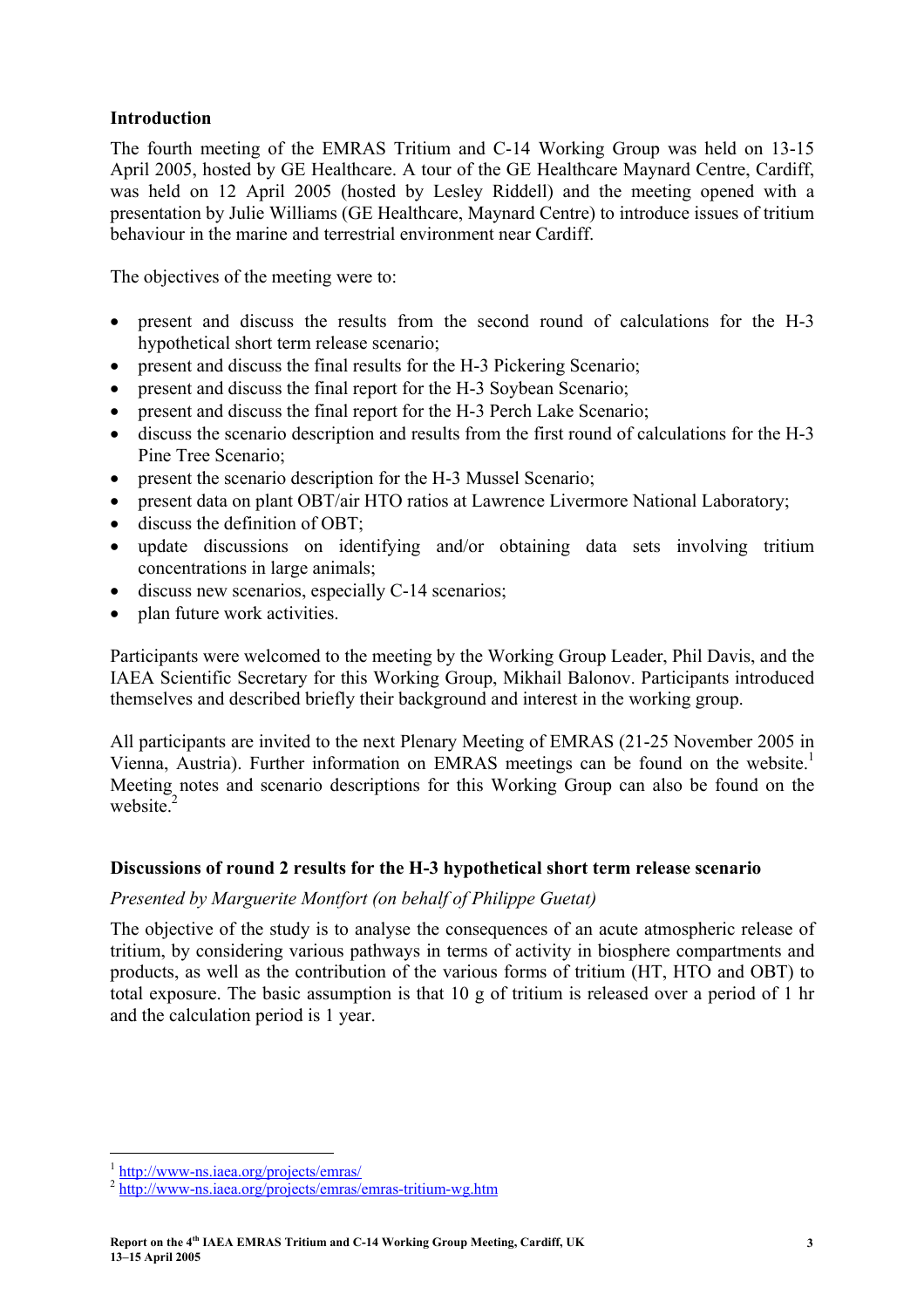## Introduction

The fourth meeting of the EMRAS Tritium and C-14 Working Group was held on 13-15 April 2005, hosted by GE Healthcare. A tour of the GE Healthcare Maynard Centre, Cardiff, was held on 12 April 2005 (hosted by Lesley Riddell) and the meeting opened with a presentation by Julie Williams (GE Healthcare, Maynard Centre) to introduce issues of tritium behaviour in the marine and terrestrial environment near Cardiff.

The objectives of the meeting were to:

- present and discuss the results from the second round of calculations for the H-3 hypothetical short term release scenario;
- present and discuss the final results for the H-3 Pickering Scenario;
- present and discuss the final report for the H-3 Soybean Scenario;
- present and discuss the final report for the H-3 Perch Lake Scenario;
- discuss the scenario description and results from the first round of calculations for the H-3 Pine Tree Scenario;
- present the scenario description for the H-3 Mussel Scenario;
- present data on plant OBT/air HTO ratios at Lawrence Livermore National Laboratory;
- discuss the definition of OBT;
- update discussions on identifying and/or obtaining data sets involving tritium concentrations in large animals;
- discuss new scenarios, especially C-14 scenarios;
- plan future work activities.

Participants were welcomed to the meeting by the Working Group Leader, Phil Davis, and the IAEA Scientific Secretary for this Working Group, Mikhail Balonov. Participants introduced themselves and described briefly their background and interest in the working group.

All participants are invited to the next Plenary Meeting of EMRAS (21-25 November 2005 in Vienna, Austria). Further information on EMRAS meetings can be found on the website.[1] Meeting notes and scenario descriptions for this Working Group can also be found on the website.[2]

## Discussions of round 2 results for the H-3 hypothetical short term release scenario

*Presented by Marguerite Montfort (on behalf of Philippe Guetat)*

The objective of the study is to analyse the consequences of an acute atmospheric release of tritium, by considering various pathways in terms of activity in biosphere compartments and products, as well as the contribution of the various forms of tritium (HT, HTO and OBT) to total exposure. The basic assumption is that 10 g of tritium is released over a period of 1 hr and the calculation period is 1 year.

[1] http://www-ns.iaea.org/projects/emras/
[2] http://www-ns.iaea.org/projects/emras/emras-tritium-wg.htm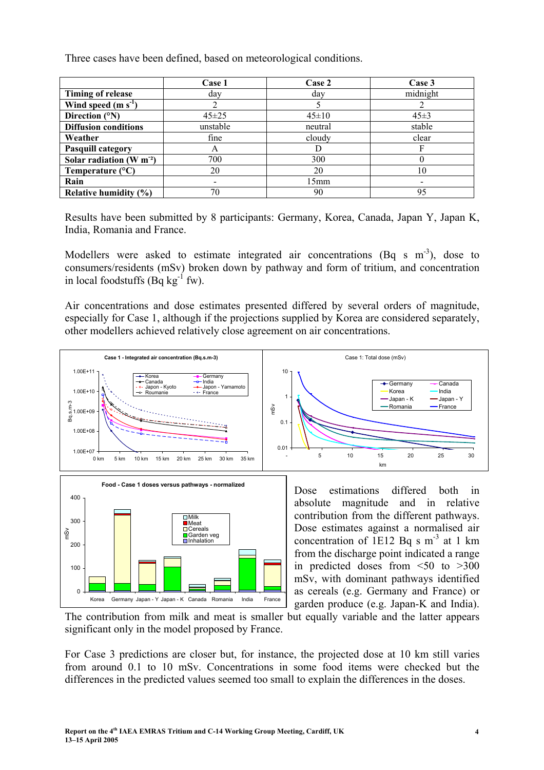Three cases have been defined, based on meteorological conditions.

| | Case 1 | Case 2 | Case 3 |
|---|---|---|---|
| **Timing of release** | day | day | midnight |
| **Wind speed (m $s^{-1}$)** | 2 | 5 | 2 |
| **Direction (°N)** | 45±25 | 45±10 | 45±3 |
| **Diffusion conditions** | unstable | neutral | stable |
| **Weather** | fine | cloudy | clear |
| **Pasquill category** | A | D | F |
| **Solar radiation (W $m^{-2}$)** | 700 | 300 | 0 |
| **Temperature (°C)** | 20 | 20 | 10 |
| **Rain** | - | 15mm | - |
| **Relative humidity (%)** | 70 | 90 | 95 |

Results have been submitted by 8 participants: Germany, Korea, Canada, Japan Y, Japan K, India, Romania and France.

Modellers were asked to estimate integrated air concentrations (Bq s $m^{-3}$), dose to consumers/residents (mSv) broken down by pathway and form of tritium, and concentration in local foodstuffs (Bq $kg^{-1}$ fw).

Air concentrations and dose estimates presented differed by several orders of magnitude, especially for Case 1, although if the projections supplied by Korea are considered separately, other modellers achieved relatively close agreement on air concentrations.

Dose estimations differed both in absolute magnitude and in relative contribution from the different pathways. Dose estimates against a normalised air concentration of 1E12 Bq s $m^{-3}$ at 1 km from the discharge point indicated a range in predicted doses from <50 to >300 mSv, with dominant pathways identified as cereals (e.g. Germany and France) or garden produce (e.g. Japan-K and India). The contribution from milk and meat is smaller but equally variable and the latter appears significant only in the model proposed by France.

For Case 3 predictions are closer but, for instance, the projected dose at 10 km still varies from around 0.1 to 10 mSv. Concentrations in some food items were checked but the differences in the predicted values seemed too small to explain the differences in the doses.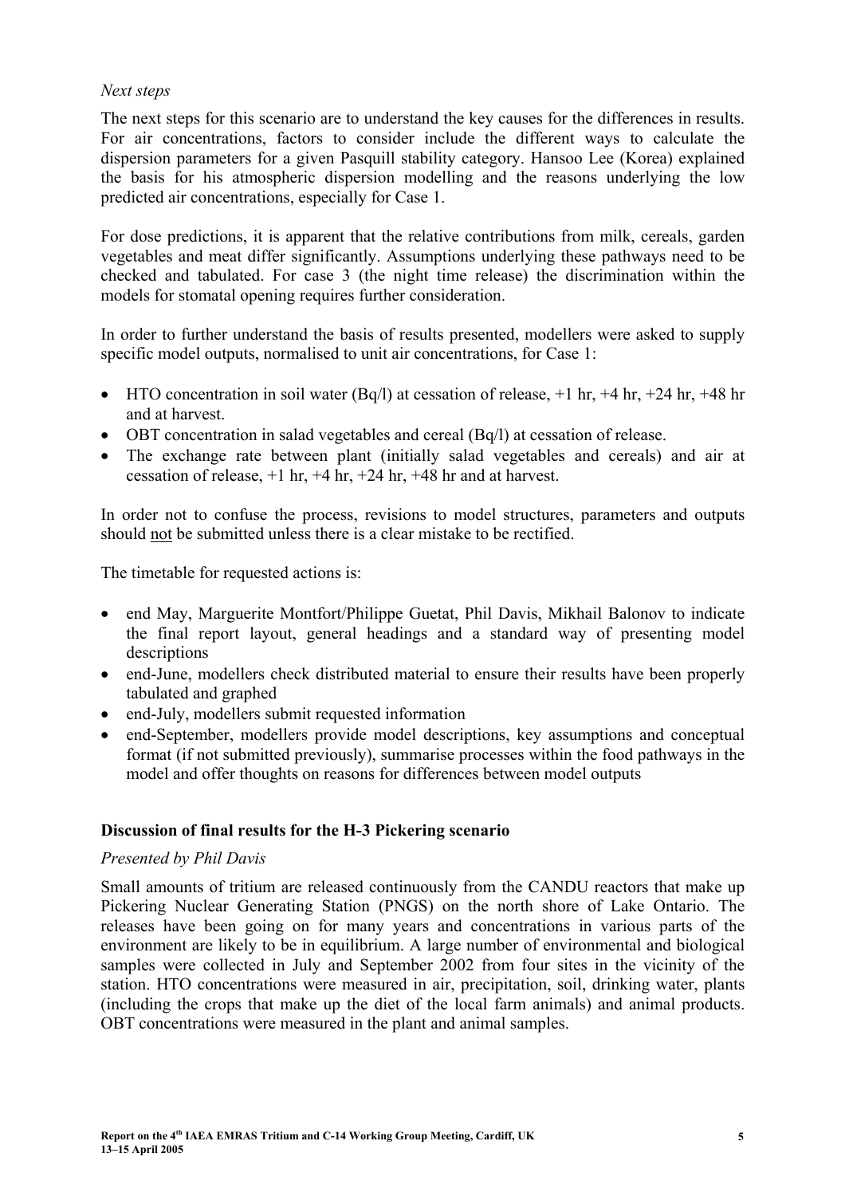*Next steps*

The next steps for this scenario are to understand the key causes for the differences in results. For air concentrations, factors to consider include the different ways to calculate the dispersion parameters for a given Pasquill stability category. Hansoo Lee (Korea) explained the basis for his atmospheric dispersion modelling and the reasons underlying the low predicted air concentrations, especially for Case 1.

For dose predictions, it is apparent that the relative contributions from milk, cereals, garden vegetables and meat differ significantly. Assumptions underlying these pathways need to be checked and tabulated. For case 3 (the night time release) the discrimination within the models for stomatal opening requires further consideration.

In order to further understand the basis of results presented, modellers were asked to supply specific model outputs, normalised to unit air concentrations, for Case 1:

- HTO concentration in soil water (Bq/l) at cessation of release, +1 hr, +4 hr, +24 hr, +48 hr and at harvest.
- OBT concentration in salad vegetables and cereal (Bq/l) at cessation of release.
- The exchange rate between plant (initially salad vegetables and cereals) and air at cessation of release, +1 hr, +4 hr, +24 hr, +48 hr and at harvest.

In order not to confuse the process, revisions to model structures, parameters and outputs should <u>not</u> be submitted unless there is a clear mistake to be rectified.

The timetable for requested actions is:

- end May, Marguerite Montfort/Philippe Guetat, Phil Davis, Mikhail Balonov to indicate the final report layout, general headings and a standard way of presenting model descriptions
- end-June, modellers check distributed material to ensure their results have been properly tabulated and graphed
- end-July, modellers submit requested information
- end-September, modellers provide model descriptions, key assumptions and conceptual format (if not submitted previously), summarise processes within the food pathways in the model and offer thoughts on reasons for differences between model outputs

**Discussion of final results for the H-3 Pickering scenario**

*Presented by Phil Davis*

Small amounts of tritium are released continuously from the CANDU reactors that make up Pickering Nuclear Generating Station (PNGS) on the north shore of Lake Ontario. The releases have been going on for many years and concentrations in various parts of the environment are likely to be in equilibrium. A large number of environmental and biological samples were collected in July and September 2002 from four sites in the vicinity of the station. HTO concentrations were measured in air, precipitation, soil, drinking water, plants (including the crops that make up the diet of the local farm animals) and animal products. OBT concentrations were measured in the plant and animal samples.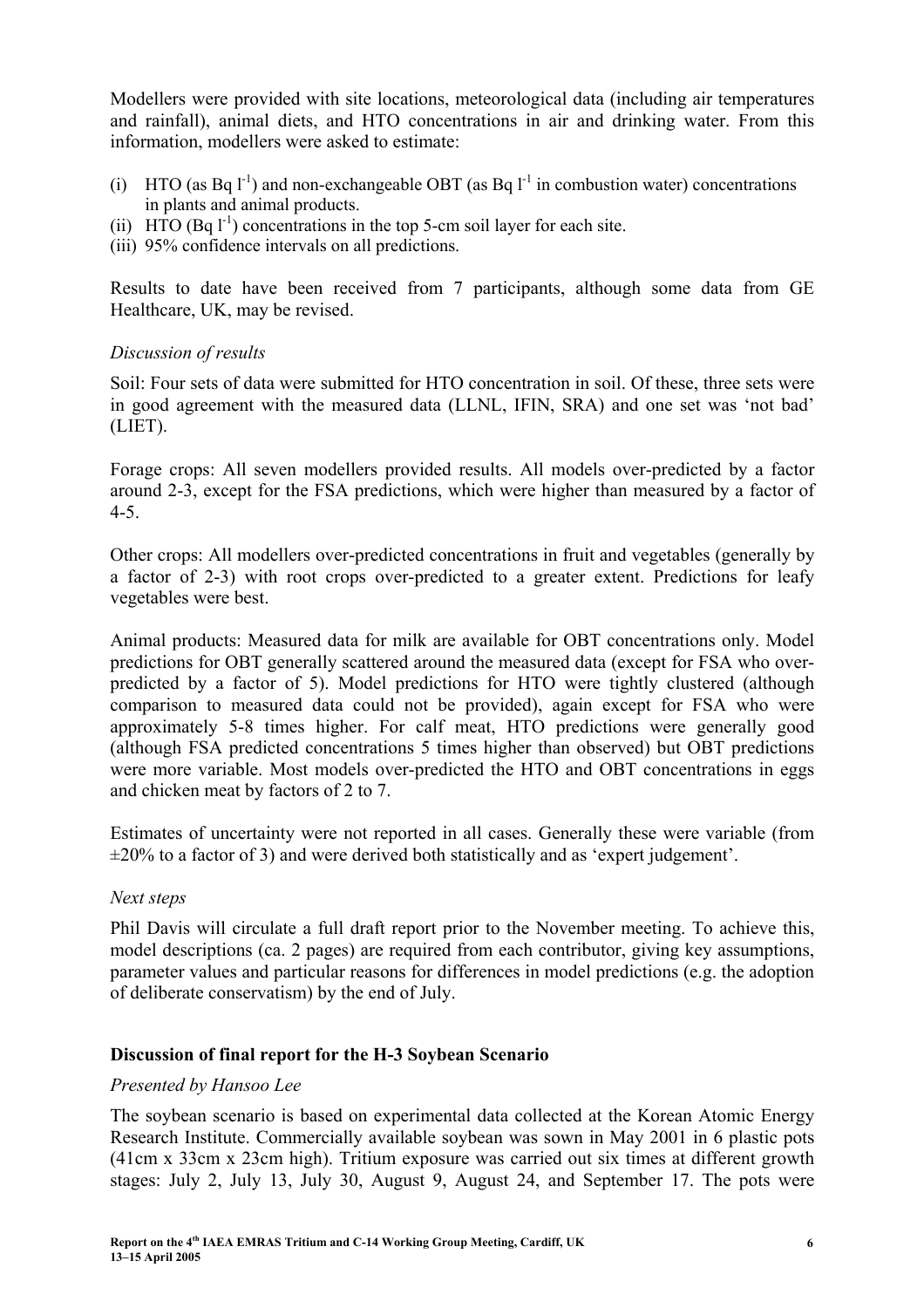Modellers were provided with site locations, meteorological data (including air temperatures and rainfall), animal diets, and HTO concentrations in air and drinking water. From this information, modellers were asked to estimate:

(i) HTO (as Bq $l^{-1}$) and non-exchangeable OBT (as Bq $l^{-1}$ in combustion water) concentrations in plants and animal products.
(ii) HTO (Bq $l^{-1}$) concentrations in the top 5-cm soil layer for each site.
(iii) 95% confidence intervals on all predictions.

Results to date have been received from 7 participants, although some data from GE Healthcare, UK, may be revised.

*Discussion of results*

Soil: Four sets of data were submitted for HTO concentration in soil. Of these, three sets were in good agreement with the measured data (LLNL, IFIN, SRA) and one set was 'not bad' (LIET).

Forage crops: All seven modellers provided results. All models over-predicted by a factor around 2-3, except for the FSA predictions, which were higher than measured by a factor of 4-5.

Other crops: All modellers over-predicted concentrations in fruit and vegetables (generally by a factor of 2-3) with root crops over-predicted to a greater extent. Predictions for leafy vegetables were best.

Animal products: Measured data for milk are available for OBT concentrations only. Model predictions for OBT generally scattered around the measured data (except for FSA who over-predicted by a factor of 5). Model predictions for HTO were tightly clustered (although comparison to measured data could not be provided), again except for FSA who were approximately 5-8 times higher. For calf meat, HTO predictions were generally good (although FSA predicted concentrations 5 times higher than observed) but OBT predictions were more variable. Most models over-predicted the HTO and OBT concentrations in eggs and chicken meat by factors of 2 to 7.

Estimates of uncertainty were not reported in all cases. Generally these were variable (from ±20% to a factor of 3) and were derived both statistically and as 'expert judgement'.

*Next steps*

Phil Davis will circulate a full draft report prior to the November meeting. To achieve this, model descriptions (ca. 2 pages) are required from each contributor, giving key assumptions, parameter values and particular reasons for differences in model predictions (e.g. the adoption of deliberate conservatism) by the end of July.

**Discussion of final report for the H-3 Soybean Scenario**

*Presented by Hansoo Lee*

The soybean scenario is based on experimental data collected at the Korean Atomic Energy Research Institute. Commercially available soybean was sown in May 2001 in 6 plastic pots (41cm x 33cm x 23cm high). Tritium exposure was carried out six times at different growth stages: July 2, July 13, July 30, August 9, August 24, and September 17. The pots were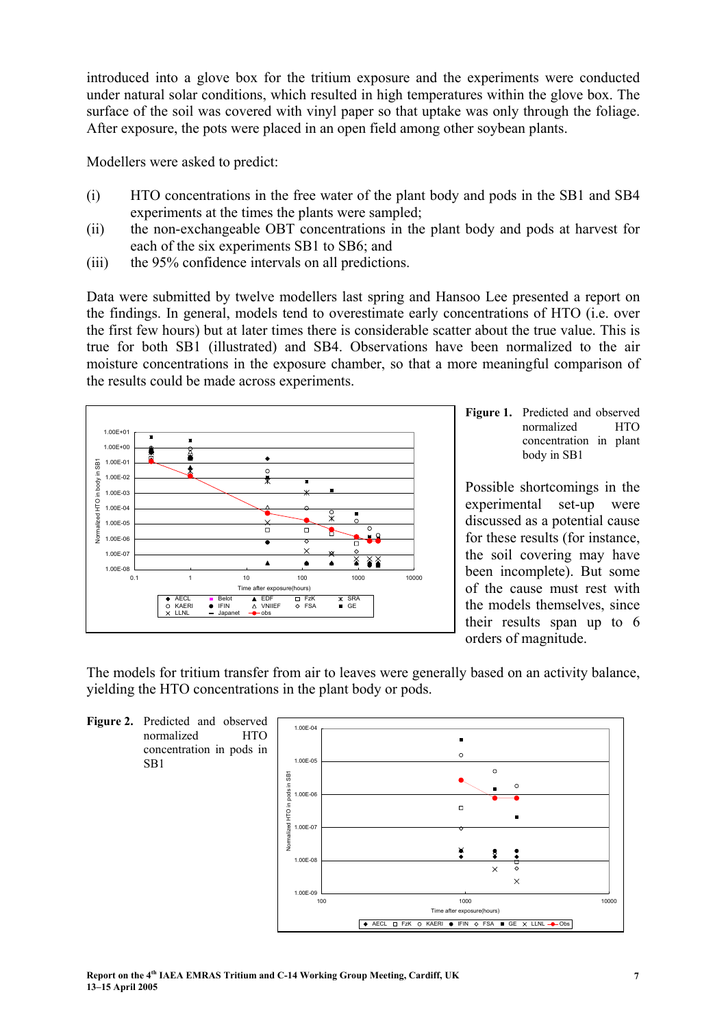introduced into a glove box for the tritium exposure and the experiments were conducted under natural solar conditions, which resulted in high temperatures within the glove box. The surface of the soil was covered with vinyl paper so that uptake was only through the foliage. After exposure, the pots were placed in an open field among other soybean plants.

Modellers were asked to predict:

(i) HTO concentrations in the free water of the plant body and pods in the SB1 and SB4 experiments at the times the plants were sampled;

(ii) the non-exchangeable OBT concentrations in the plant body and pods at harvest for each of the six experiments SB1 to SB6; and

(iii) the 95% confidence intervals on all predictions.

Data were submitted by twelve modellers last spring and Hansoo Lee presented a report on the findings. In general, models tend to overestimate early concentrations of HTO (i.e. over the first few hours) but at later times there is considerable scatter about the true value. This is true for both SB1 (illustrated) and SB4. Observations have been normalized to the air moisture concentrations in the exposure chamber, so that a more meaningful comparison of the results could be made across experiments.

**Figure 1.** Predicted and observed normalized HTO concentration in plant body in SB1

Possible shortcomings in the experimental set-up were discussed as a potential cause for these results (for instance, the soil covering may have been incomplete). But some of the cause must rest with the models themselves, since their results span up to 6 orders of magnitude.

The models for tritium transfer from air to leaves were generally based on an activity balance, yielding the HTO concentrations in the plant body or pods.

**Figure 2.** Predicted and observed normalized HTO concentration in pods in SB1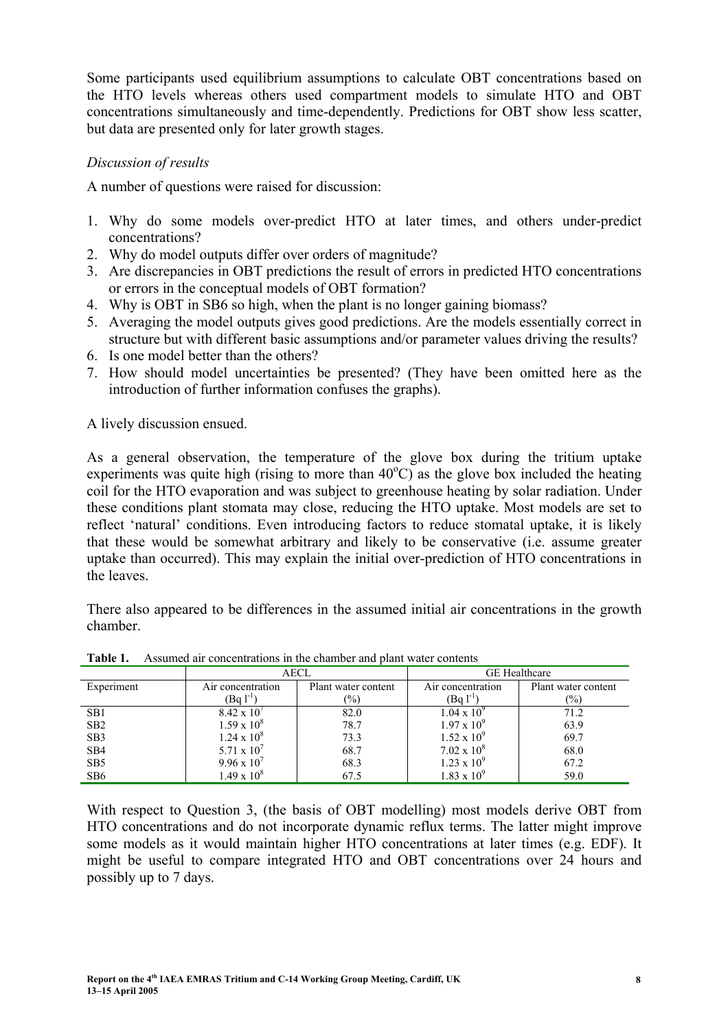Some participants used equilibrium assumptions to calculate OBT concentrations based on the HTO levels whereas others used compartment models to simulate HTO and OBT concentrations simultaneously and time-dependently. Predictions for OBT show less scatter, but data are presented only for later growth stages.

*Discussion of results*

A number of questions were raised for discussion:

1. Why do some models over-predict HTO at later times, and others under-predict concentrations?
2. Why do model outputs differ over orders of magnitude?
3. Are discrepancies in OBT predictions the result of errors in predicted HTO concentrations or errors in the conceptual models of OBT formation?
4. Why is OBT in SB6 so high, when the plant is no longer gaining biomass?
5. Averaging the model outputs gives good predictions. Are the models essentially correct in structure but with different basic assumptions and/or parameter values driving the results?
6. Is one model better than the others?
7. How should model uncertainties be presented? (They have been omitted here as the introduction of further information confuses the graphs).

A lively discussion ensued.

As a general observation, the temperature of the glove box during the tritium uptake experiments was quite high (rising to more than 40$^{o}$C) as the glove box included the heating coil for the HTO evaporation and was subject to greenhouse heating by solar radiation. Under these conditions plant stomata may close, reducing the HTO uptake. Most models are set to reflect 'natural' conditions. Even introducing factors to reduce stomatal uptake, it is likely that these would be somewhat arbitrary and likely to be conservative (i.e. assume greater uptake than occurred). This may explain the initial over-prediction of HTO concentrations in the leaves.

There also appeared to be differences in the assumed initial air concentrations in the growth chamber.

**Table 1.** Assumed air concentrations in the chamber and plant water contents

| Experiment | AECL | | GE Healthcare | |
|---|---|---|---|---|
| | Air concentration (Bq $l^{-1}$) | Plant water content (%) | Air concentration (Bq $l^{-1}$) | Plant water content (%) |
| SB1 | $8.42 \times 10^{7}$ | 82.0 | $1.04 \times 10^{9}$ | 71.2 |
| SB2 | $1.59 \times 10^{8}$ | 78.7 | $1.97 \times 10^{9}$ | 63.9 |
| SB3 | $1.24 \times 10^{8}$ | 73.3 | $1.52 \times 10^{9}$ | 69.7 |
| SB4 | $5.71 \times 10^{7}$ | 68.7 | $7.02 \times 10^{8}$ | 68.0 |
| SB5 | $9.96 \times 10^{7}$ | 68.3 | $1.23 \times 10^{9}$ | 67.2 |
| SB6 | $1.49 \times 10^{8}$ | 67.5 | $1.83 \times 10^{9}$ | 59.0 |

With respect to Question 3, (the basis of OBT modelling) most models derive OBT from HTO concentrations and do not incorporate dynamic reflux terms. The latter might improve some models as it would maintain higher HTO concentrations at later times (e.g. EDF). It might be useful to compare integrated HTO and OBT concentrations over 24 hours and possibly up to 7 days.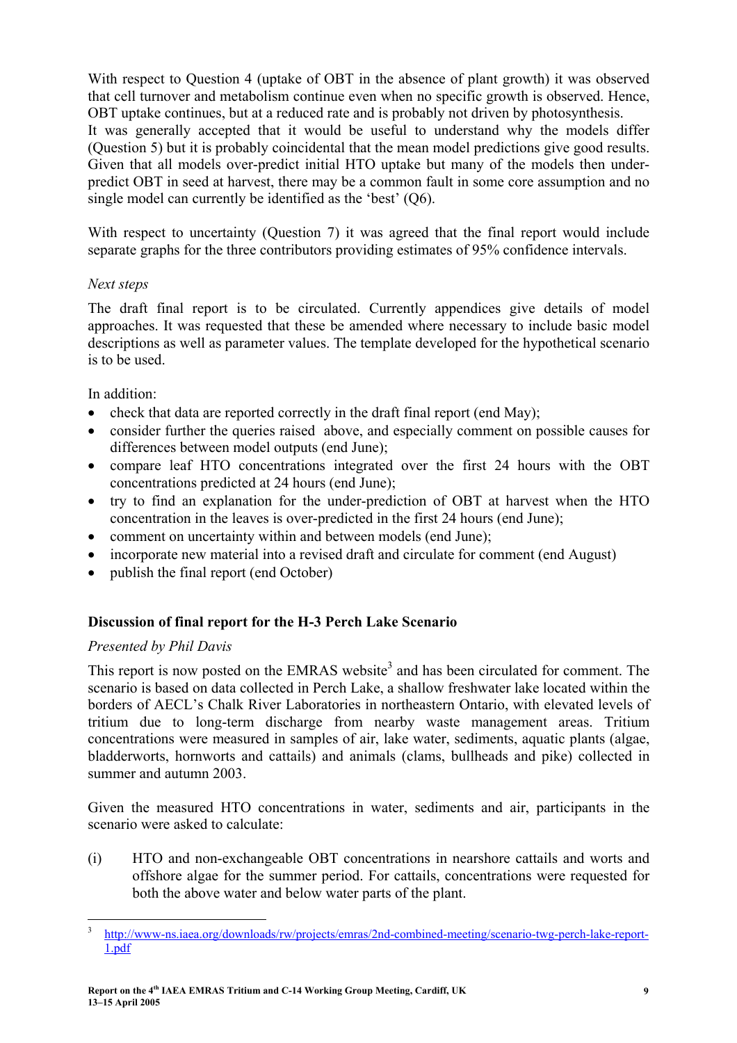With respect to Question 4 (uptake of OBT in the absence of plant growth) it was observed that cell turnover and metabolism continue even when no specific growth is observed. Hence, OBT uptake continues, but at a reduced rate and is probably not driven by photosynthesis. It was generally accepted that it would be useful to understand why the models differ (Question 5) but it is probably coincidental that the mean model predictions give good results. Given that all models over-predict initial HTO uptake but many of the models then under-predict OBT in seed at harvest, there may be a common fault in some core assumption and no single model can currently be identified as the 'best' (Q6).

With respect to uncertainty (Question 7) it was agreed that the final report would include separate graphs for the three contributors providing estimates of 95% confidence intervals.

*Next steps*

The draft final report is to be circulated. Currently appendices give details of model approaches. It was requested that these be amended where necessary to include basic model descriptions as well as parameter values. The template developed for the hypothetical scenario is to be used.

In addition:

- check that data are reported correctly in the draft final report (end May);
- consider further the queries raised above, and especially comment on possible causes for differences between model outputs (end June);
- compare leaf HTO concentrations integrated over the first 24 hours with the OBT concentrations predicted at 24 hours (end June);
- try to find an explanation for the under-prediction of OBT at harvest when the HTO concentration in the leaves is over-predicted in the first 24 hours (end June);
- comment on uncertainty within and between models (end June);
- incorporate new material into a revised draft and circulate for comment (end August)
- publish the final report (end October)

### Discussion of final report for the H-3 Perch Lake Scenario

*Presented by Phil Davis*

This report is now posted on the EMRAS website[3] and has been circulated for comment. The scenario is based on data collected in Perch Lake, a shallow freshwater lake located within the borders of AECL's Chalk River Laboratories in northeastern Ontario, with elevated levels of tritium due to long-term discharge from nearby waste management areas. Tritium concentrations were measured in samples of air, lake water, sediments, aquatic plants (algae, bladderworts, hornworts and cattails) and animals (clams, bullheads and pike) collected in summer and autumn 2003.

Given the measured HTO concentrations in water, sediments and air, participants in the scenario were asked to calculate:

(i) HTO and non-exchangeable OBT concentrations in nearshore cattails and worts and offshore algae for the summer period. For cattails, concentrations were requested for both the above water and below water parts of the plant.

[3] http://www-ns.iaea.org/downloads/rw/projects/emras/2nd-combined-meeting/scenario-twg-perch-lake-report-1.pdf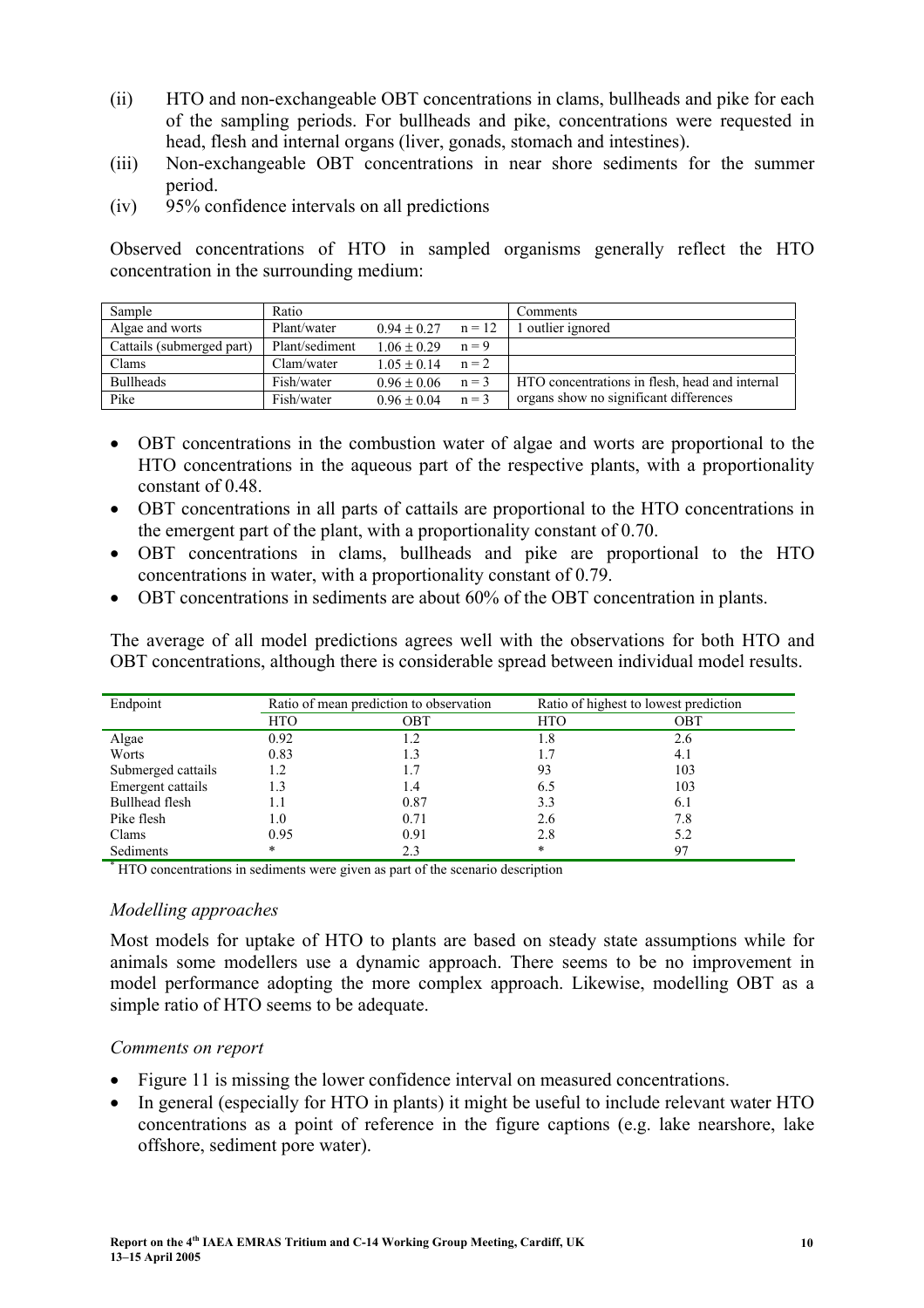(ii) HTO and non-exchangeable OBT concentrations in clams, bullheads and pike for each of the sampling periods. For bullheads and pike, concentrations were requested in head, flesh and internal organs (liver, gonads, stomach and intestines).

(iii) Non-exchangeable OBT concentrations in near shore sediments for the summer period.

(iv) 95% confidence intervals on all predictions

Observed concentrations of HTO in sampled organisms generally reflect the HTO concentration in the surrounding medium:

| Sample | Ratio | | | Comments |
|---|---|---|---|---|
| Algae and worts | Plant/water | 0.94 ± 0.27 | n = 12 | 1 outlier ignored |
| Cattails (submerged part) | Plant/sediment | 1.06 ± 0.29 | n = 9 | |
| Clams | Clam/water | 1.05 ± 0.14 | n = 2 | |
| Bullheads | Fish/water | 0.96 ± 0.06 | n = 3 | HTO concentrations in flesh, head and internal organs show no significant differences |
| Pike | Fish/water | 0.96 ± 0.04 | n = 3 | |

- OBT concentrations in the combustion water of algae and worts are proportional to the HTO concentrations in the aqueous part of the respective plants, with a proportionality constant of 0.48.
- OBT concentrations in all parts of cattails are proportional to the HTO concentrations in the emergent part of the plant, with a proportionality constant of 0.70.
- OBT concentrations in clams, bullheads and pike are proportional to the HTO concentrations in water, with a proportionality constant of 0.79.
- OBT concentrations in sediments are about 60% of the OBT concentration in plants.

The average of all model predictions agrees well with the observations for both HTO and OBT concentrations, although there is considerable spread between individual model results.

| Endpoint | Ratio of mean prediction to observation | | Ratio of highest to lowest prediction | |
|---|---|---|---|---|
| | HTO | OBT | HTO | OBT |
| Algae | 0.92 | 1.2 | 1.8 | 2.6 |
| Worts | 0.83 | 1.3 | 1.7 | 4.1 |
| Submerged cattails | 1.2 | 1.7 | 93 | 103 |
| Emergent cattails | 1.3 | 1.4 | 6.5 | 103 |
| Bullhead flesh | 1.1 | 0.87 | 3.3 | 6.1 |
| Pike flesh | 1.0 | 0.71 | 2.6 | 7.8 |
| Clams | 0.95 | 0.91 | 2.8 | 5.2 |
| Sediments | * | 2.3 | * | 97 |

* HTO concentrations in sediments were given as part of the scenario description

*Modelling approaches*

Most models for uptake of HTO to plants are based on steady state assumptions while for animals some modellers use a dynamic approach. There seems to be no improvement in model performance adopting the more complex approach. Likewise, modelling OBT as a simple ratio of HTO seems to be adequate.

*Comments on report*

- Figure 11 is missing the lower confidence interval on measured concentrations.
- In general (especially for HTO in plants) it might be useful to include relevant water HTO concentrations as a point of reference in the figure captions (e.g. lake nearshore, lake offshore, sediment pore water).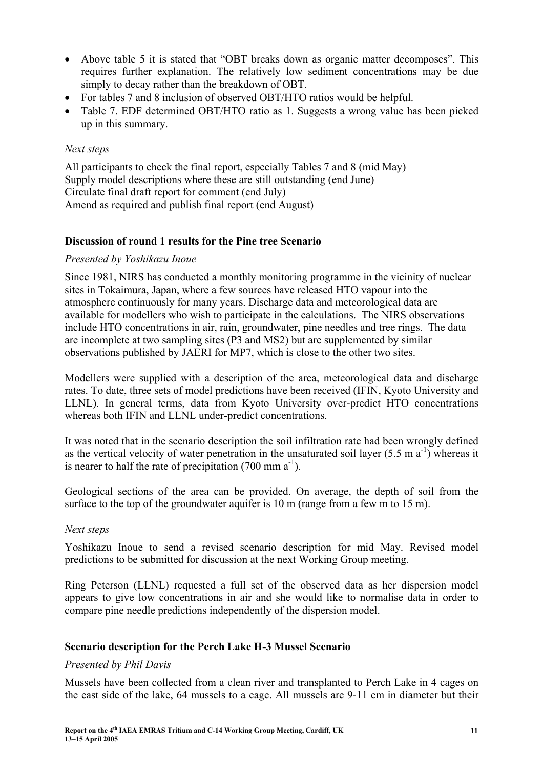- Above table 5 it is stated that "OBT breaks down as organic matter decomposes". This requires further explanation. The relatively low sediment concentrations may be due simply to decay rather than the breakdown of OBT.
- For tables 7 and 8 inclusion of observed OBT/HTO ratios would be helpful.
- Table 7. EDF determined OBT/HTO ratio as 1. Suggests a wrong value has been picked up in this summary.

*Next steps*

All participants to check the final report, especially Tables 7 and 8 (mid May)
Supply model descriptions where these are still outstanding (end June)
Circulate final draft report for comment (end July)
Amend as required and publish final report (end August)

**Discussion of round 1 results for the Pine tree Scenario**

*Presented by Yoshikazu Inoue*

Since 1981, NIRS has conducted a monthly monitoring programme in the vicinity of nuclear sites in Tokaimura, Japan, where a few sources have released HTO vapour into the atmosphere continuously for many years. Discharge data and meteorological data are available for modellers who wish to participate in the calculations. The NIRS observations include HTO concentrations in air, rain, groundwater, pine needles and tree rings. The data are incomplete at two sampling sites (P3 and MS2) but are supplemented by similar observations published by JAERI for MP7, which is close to the other two sites.

Modellers were supplied with a description of the area, meteorological data and discharge rates. To date, three sets of model predictions have been received (IFIN, Kyoto University and LLNL). In general terms, data from Kyoto University over-predict HTO concentrations whereas both IFIN and LLNL under-predict concentrations.

It was noted that in the scenario description the soil infiltration rate had been wrongly defined as the vertical velocity of water penetration in the unsaturated soil layer (5.5 m $a^{-1}$) whereas it is nearer to half the rate of precipitation (700 mm $a^{-1}$).

Geological sections of the area can be provided. On average, the depth of soil from the surface to the top of the groundwater aquifer is 10 m (range from a few m to 15 m).

*Next steps*

Yoshikazu Inoue to send a revised scenario description for mid May. Revised model predictions to be submitted for discussion at the next Working Group meeting.

Ring Peterson (LLNL) requested a full set of the observed data as her dispersion model appears to give low concentrations in air and she would like to normalise data in order to compare pine needle predictions independently of the dispersion model.

**Scenario description for the Perch Lake H-3 Mussel Scenario**

*Presented by Phil Davis*

Mussels have been collected from a clean river and transplanted to Perch Lake in 4 cages on the east side of the lake, 64 mussels to a cage. All mussels are 9-11 cm in diameter but their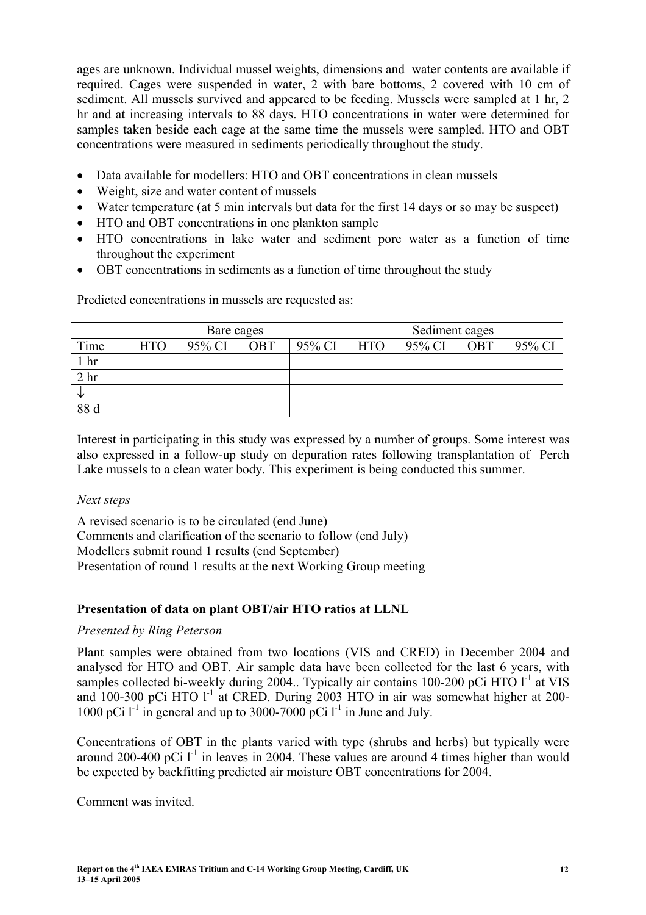ages are unknown. Individual mussel weights, dimensions and water contents are available if required. Cages were suspended in water, 2 with bare bottoms, 2 covered with 10 cm of sediment. All mussels survived and appeared to be feeding. Mussels were sampled at 1 hr, 2 hr and at increasing intervals to 88 days. HTO concentrations in water were determined for samples taken beside each cage at the same time the mussels were sampled. HTO and OBT concentrations were measured in sediments periodically throughout the study.

- Data available for modellers: HTO and OBT concentrations in clean mussels
- Weight, size and water content of mussels
- Water temperature (at 5 min intervals but data for the first 14 days or so may be suspect)
- HTO and OBT concentrations in one plankton sample
- HTO concentrations in lake water and sediment pore water as a function of time throughout the experiment
- OBT concentrations in sediments as a function of time throughout the study

Predicted concentrations in mussels are requested as:

| | Bare cages | | | | Sediment cages | | | |
|---|---|---|---|---|---|---|---|---|
| Time | HTO | 95% CI | OBT | 95% CI | HTO | 95% CI | OBT | 95% CI |
| 1 hr | | | | | | | | |
| 2 hr | | | | | | | | |
| ↓ | | | | | | | | |
| 88 d | | | | | | | | |

Interest in participating in this study was expressed by a number of groups. Some interest was also expressed in a follow-up study on depuration rates following transplantation of Perch Lake mussels to a clean water body. This experiment is being conducted this summer.

*Next steps*

A revised scenario is to be circulated (end June)
Comments and clarification of the scenario to follow (end July)
Modellers submit round 1 results (end September)
Presentation of round 1 results at the next Working Group meeting

### Presentation of data on plant OBT/air HTO ratios at LLNL

*Presented by Ring Peterson*

Plant samples were obtained from two locations (VIS and CRED) in December 2004 and analysed for HTO and OBT. Air sample data have been collected for the last 6 years, with samples collected bi-weekly during 2004.. Typically air contains 100-200 pCi HTO $l^{-1}$ at VIS and 100-300 pCi HTO $l^{-1}$ at CRED. During 2003 HTO in air was somewhat higher at 200-1000 pCi $l^{-1}$ in general and up to 3000-7000 pCi $l^{-1}$ in June and July.

Concentrations of OBT in the plants varied with type (shrubs and herbs) but typically were around 200-400 pCi $l^{-1}$ in leaves in 2004. These values are around 4 times higher than would be expected by backfitting predicted air moisture OBT concentrations for 2004.

Comment was invited.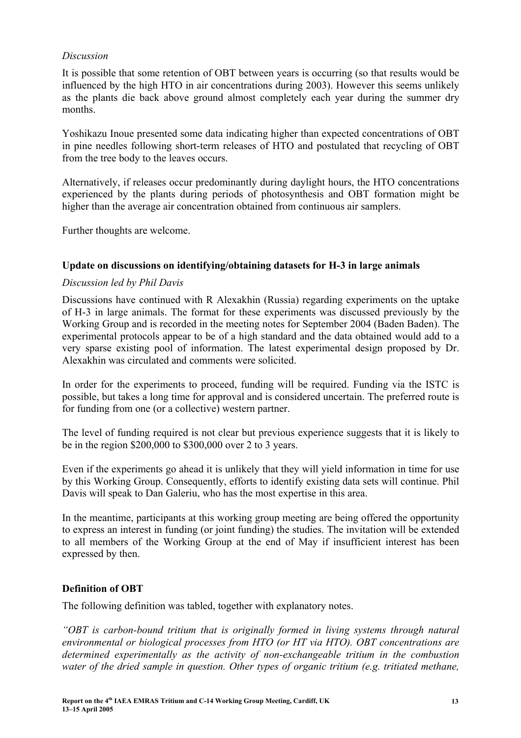*Discussion*

It is possible that some retention of OBT between years is occurring (so that results would be influenced by the high HTO in air concentrations during 2003). However this seems unlikely as the plants die back above ground almost completely each year during the summer dry months.

Yoshikazu Inoue presented some data indicating higher than expected concentrations of OBT in pine needles following short-term releases of HTO and postulated that recycling of OBT from the tree body to the leaves occurs.

Alternatively, if releases occur predominantly during daylight hours, the HTO concentrations experienced by the plants during periods of photosynthesis and OBT formation might be higher than the average air concentration obtained from continuous air samplers.

Further thoughts are welcome.

### Update on discussions on identifying/obtaining datasets for H-3 in large animals

*Discussion led by Phil Davis*

Discussions have continued with R Alexakhin (Russia) regarding experiments on the uptake of H-3 in large animals. The format for these experiments was discussed previously by the Working Group and is recorded in the meeting notes for September 2004 (Baden Baden). The experimental protocols appear to be of a high standard and the data obtained would add to a very sparse existing pool of information. The latest experimental design proposed by Dr. Alexakhin was circulated and comments were solicited.

In order for the experiments to proceed, funding will be required. Funding via the ISTC is possible, but takes a long time for approval and is considered uncertain. The preferred route is for funding from one (or a collective) western partner.

The level of funding required is not clear but previous experience suggests that it is likely to be in the region $200,000 to $300,000 over 2 to 3 years.

Even if the experiments go ahead it is unlikely that they will yield information in time for use by this Working Group. Consequently, efforts to identify existing data sets will continue. Phil Davis will speak to Dan Galeriu, who has the most expertise in this area.

In the meantime, participants at this working group meeting are being offered the opportunity to express an interest in funding (or joint funding) the studies. The invitation will be extended to all members of the Working Group at the end of May if insufficient interest has been expressed by then.

### Definition of OBT

The following definition was tabled, together with explanatory notes.

*"OBT is carbon-bound tritium that is originally formed in living systems through natural environmental or biological processes from HTO (or HT via HTO). OBT concentrations are determined experimentally as the activity of non-exchangeable tritium in the combustion water of the dried sample in question. Other types of organic tritium (e.g. tritiated methane,*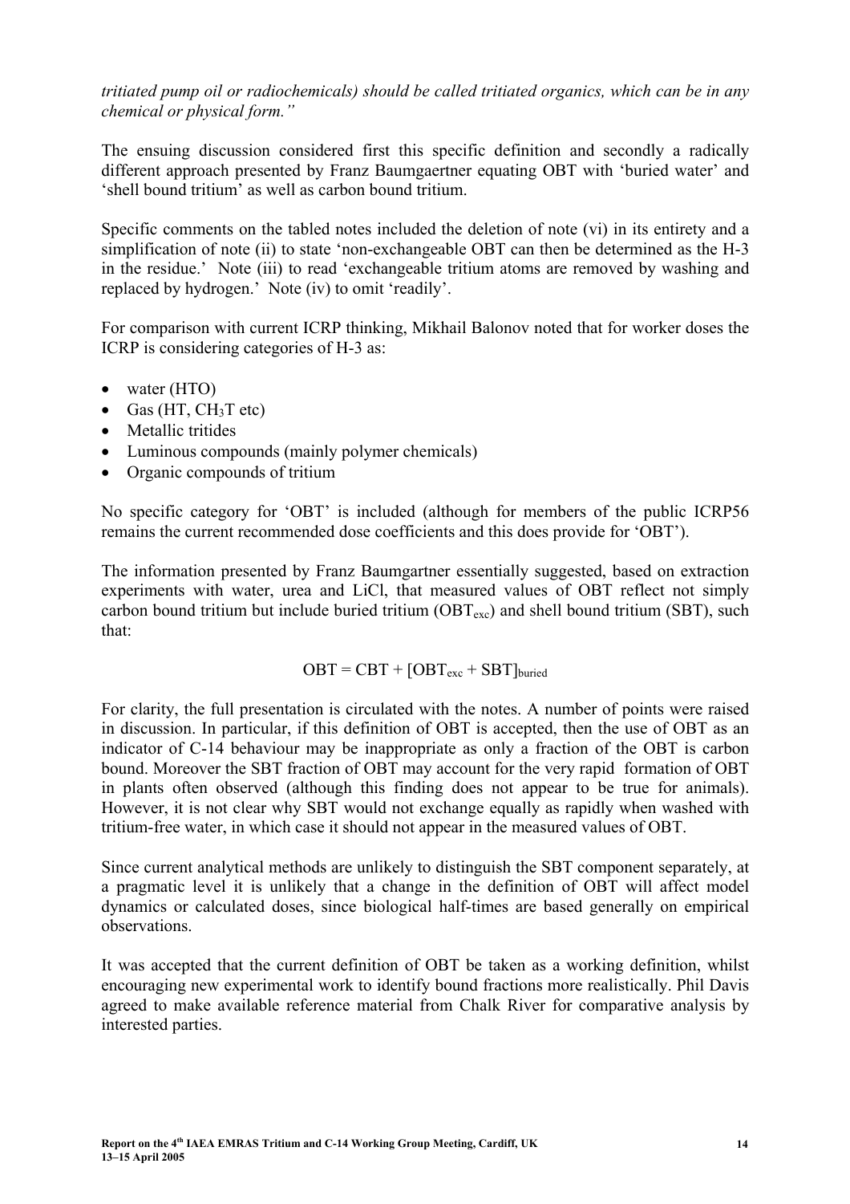*tritiated pump oil or radiochemicals) should be called tritiated organics, which can be in any chemical or physical form."*

The ensuing discussion considered first this specific definition and secondly a radically different approach presented by Franz Baumgaertner equating OBT with 'buried water' and 'shell bound tritium' as well as carbon bound tritium.

Specific comments on the tabled notes included the deletion of note (vi) in its entirety and a simplification of note (ii) to state 'non-exchangeable OBT can then be determined as the H-3 in the residue.' Note (iii) to read 'exchangeable tritium atoms are removed by washing and replaced by hydrogen.' Note (iv) to omit 'readily'.

For comparison with current ICRP thinking, Mikhail Balonov noted that for worker doses the ICRP is considering categories of H-3 as:

- water (HTO)
- Gas (HT, $CH_3T$ etc)
- Metallic tritides
- Luminous compounds (mainly polymer chemicals)
- Organic compounds of tritium

No specific category for 'OBT' is included (although for members of the public ICRP56 remains the current recommended dose coefficients and this does provide for 'OBT').

The information presented by Franz Baumgartner essentially suggested, based on extraction experiments with water, urea and LiCl, that measured values of OBT reflect not simply carbon bound tritium but include buried tritium ($OBT_{exc}$) and shell bound tritium (SBT), such that:

$$OBT = CBT + [OBT_{exc} + SBT]_{buried}$$

For clarity, the full presentation is circulated with the notes. A number of points were raised in discussion. In particular, if this definition of OBT is accepted, then the use of OBT as an indicator of C-14 behaviour may be inappropriate as only a fraction of the OBT is carbon bound. Moreover the SBT fraction of OBT may account for the very rapid formation of OBT in plants often observed (although this finding does not appear to be true for animals). However, it is not clear why SBT would not exchange equally as rapidly when washed with tritium-free water, in which case it should not appear in the measured values of OBT.

Since current analytical methods are unlikely to distinguish the SBT component separately, at a pragmatic level it is unlikely that a change in the definition of OBT will affect model dynamics or calculated doses, since biological half-times are based generally on empirical observations.

It was accepted that the current definition of OBT be taken as a working definition, whilst encouraging new experimental work to identify bound fractions more realistically. Phil Davis agreed to make available reference material from Chalk River for comparative analysis by interested parties.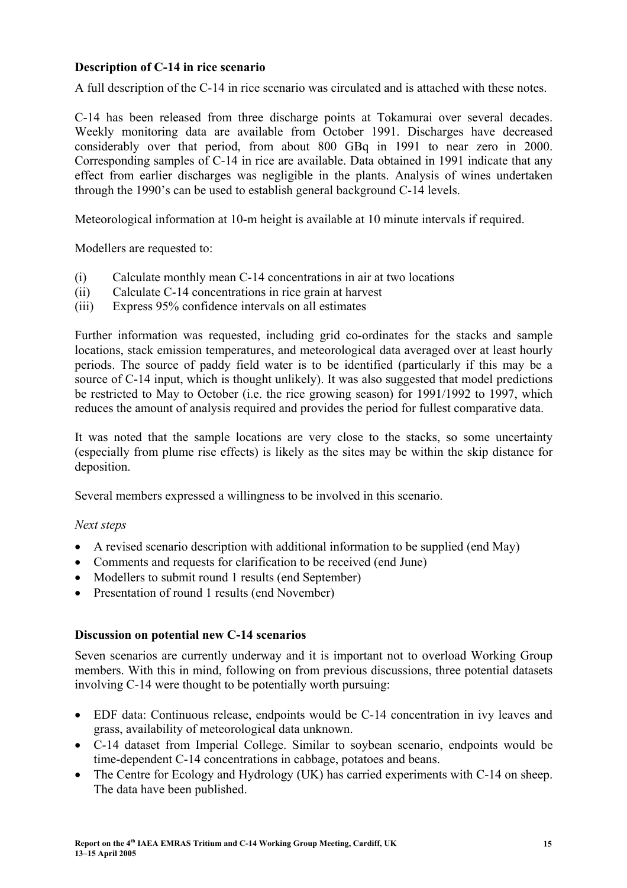### Description of C-14 in rice scenario

A full description of the C-14 in rice scenario was circulated and is attached with these notes.

C-14 has been released from three discharge points at Tokamurai over several decades. Weekly monitoring data are available from October 1991. Discharges have decreased considerably over that period, from about 800 GBq in 1991 to near zero in 2000. Corresponding samples of C-14 in rice are available. Data obtained in 1991 indicate that any effect from earlier discharges was negligible in the plants. Analysis of wines undertaken through the 1990's can be used to establish general background C-14 levels.

Meteorological information at 10-m height is available at 10 minute intervals if required.

Modellers are requested to:

(i) Calculate monthly mean C-14 concentrations in air at two locations
(ii) Calculate C-14 concentrations in rice grain at harvest
(iii) Express 95% confidence intervals on all estimates

Further information was requested, including grid co-ordinates for the stacks and sample locations, stack emission temperatures, and meteorological data averaged over at least hourly periods. The source of paddy field water is to be identified (particularly if this may be a source of C-14 input, which is thought unlikely). It was also suggested that model predictions be restricted to May to October (i.e. the rice growing season) for 1991/1992 to 1997, which reduces the amount of analysis required and provides the period for fullest comparative data.

It was noted that the sample locations are very close to the stacks, so some uncertainty (especially from plume rise effects) is likely as the sites may be within the skip distance for deposition.

Several members expressed a willingness to be involved in this scenario.

*Next steps*

- A revised scenario description with additional information to be supplied (end May)
- Comments and requests for clarification to be received (end June)
- Modellers to submit round 1 results (end September)
- Presentation of round 1 results (end November)

### Discussion on potential new C-14 scenarios

Seven scenarios are currently underway and it is important not to overload Working Group members. With this in mind, following on from previous discussions, three potential datasets involving C-14 were thought to be potentially worth pursuing:

- EDF data: Continuous release, endpoints would be C-14 concentration in ivy leaves and grass, availability of meteorological data unknown.
- C-14 dataset from Imperial College. Similar to soybean scenario, endpoints would be time-dependent C-14 concentrations in cabbage, potatoes and beans.
- The Centre for Ecology and Hydrology (UK) has carried experiments with C-14 on sheep. The data have been published.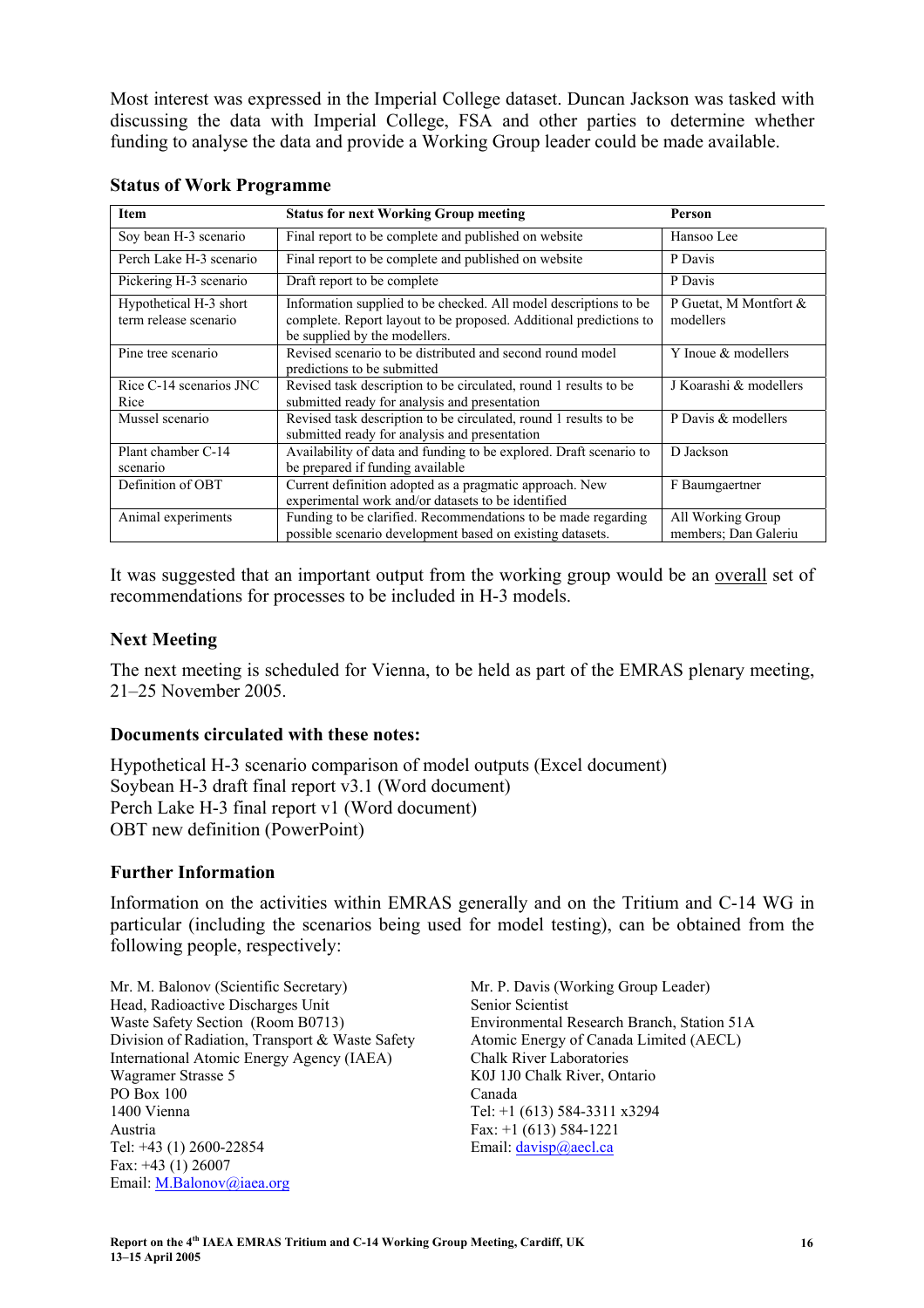Most interest was expressed in the Imperial College dataset. Duncan Jackson was tasked with discussing the data with Imperial College, FSA and other parties to determine whether funding to analyse the data and provide a Working Group leader could be made available.

### Status of Work Programme

| Item | Status for next Working Group meeting | Person |
|---|---|---|
| Soy bean H-3 scenario | Final report to be complete and published on website | Hansoo Lee |
| Perch Lake H-3 scenario | Final report to be complete and published on website | P Davis |
| Pickering H-3 scenario | Draft report to be complete | P Davis |
| Hypothetical H-3 short term release scenario | Information supplied to be checked. All model descriptions to be complete. Report layout to be proposed. Additional predictions to be supplied by the modellers. | P Guetat, M Montfort & modellers |
| Pine tree scenario | Revised scenario to be distributed and second round model predictions to be submitted | Y Inoue & modellers |
| Rice C-14 scenarios JNC Rice | Revised task description to be circulated, round 1 results to be submitted ready for analysis and presentation | J Koarashi & modellers |
| Mussel scenario | Revised task description to be circulated, round 1 results to be submitted ready for analysis and presentation | P Davis & modellers |
| Plant chamber C-14 scenario | Availability of data and funding to be explored. Draft scenario to be prepared if funding available | D Jackson |
| Definition of OBT | Current definition adopted as a pragmatic approach. New experimental work and/or datasets to be identified | F Baumgaertner |
| Animal experiments | Funding to be clarified. Recommendations to be made regarding possible scenario development based on existing datasets. | All Working Group members; Dan Galeriu |

It was suggested that an important output from the working group would be an overall set of recommendations for processes to be included in H-3 models.

### Next Meeting

The next meeting is scheduled for Vienna, to be held as part of the EMRAS plenary meeting, 21–25 November 2005.

### Documents circulated with these notes:

Hypothetical H-3 scenario comparison of model outputs (Excel document)
Soybean H-3 draft final report v3.1 (Word document)
Perch Lake H-3 final report v1 (Word document)
OBT new definition (PowerPoint)

### Further Information

Information on the activities within EMRAS generally and on the Tritium and C-14 WG in particular (including the scenarios being used for model testing), can be obtained from the following people, respectively:

Mr. M. Balonov (Scientific Secretary)
Head, Radioactive Discharges Unit
Waste Safety Section (Room B0713)
Division of Radiation, Transport & Waste Safety
International Atomic Energy Agency (IAEA)
Wagramer Strasse 5
PO Box 100
1400 Vienna
Austria
Tel: +43 (1) 2600-22854
Fax: +43 (1) 26007
Email: M.Balonov@iaea.org

Mr. P. Davis (Working Group Leader)
Senior Scientist
Environmental Research Branch, Station 51A
Atomic Energy of Canada Limited (AECL)
Chalk River Laboratories
K0J 1J0 Chalk River, Ontario
Canada
Tel: +1 (613) 584-3311 x3294
Fax: +1 (613) 584-1221
Email: davisp@aecl.ca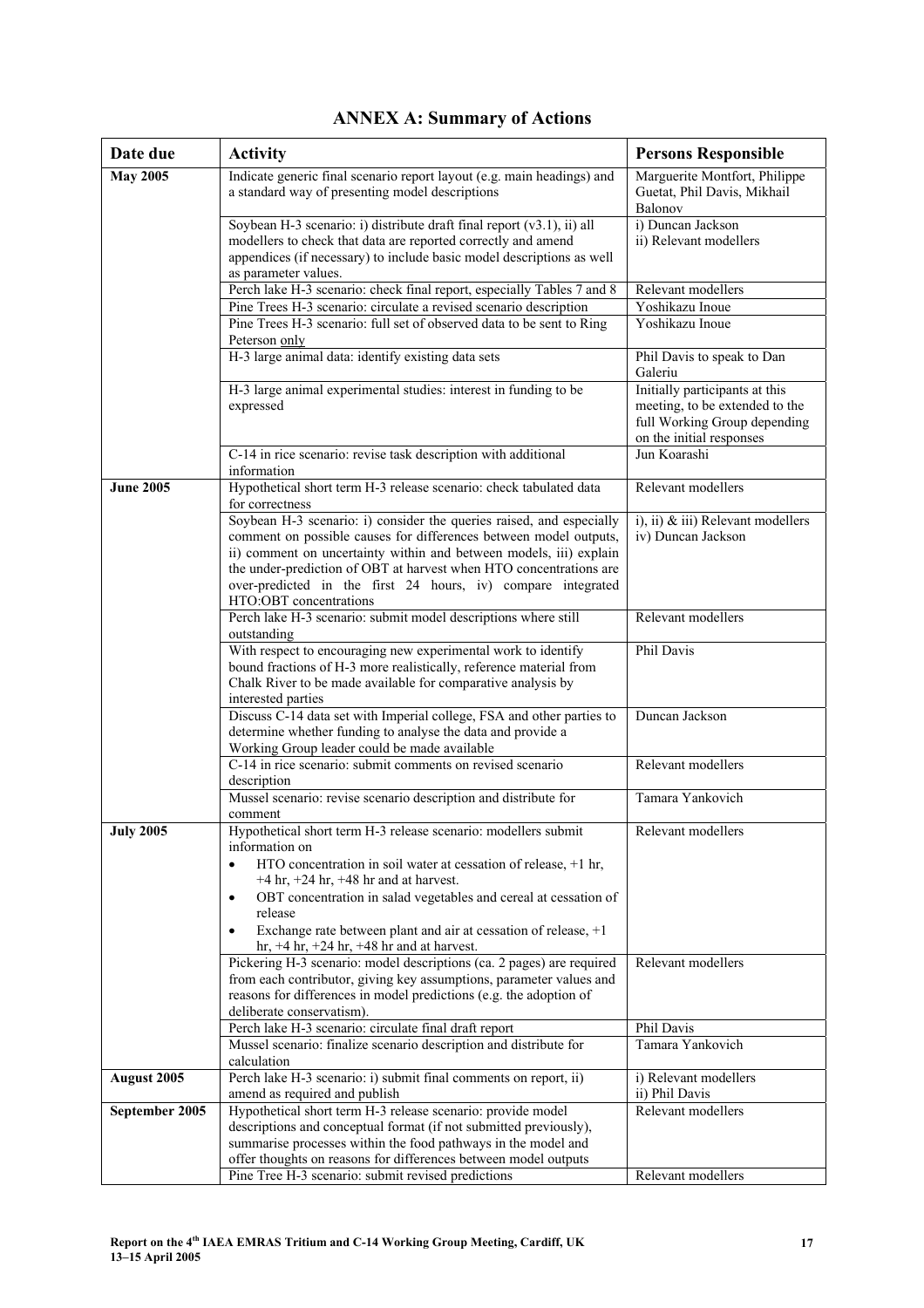# ANNEX A: Summary of Actions

| Date due | Activity | Persons Responsible |
|---|---|---|
| **May 2005** | Indicate generic final scenario report layout (e.g. main headings) and a standard way of presenting model descriptions | Marguerite Montfort, Philippe Guetat, Phil Davis, Mikhail Balonov |
| | Soybean H-3 scenario: i) distribute draft final report (v3.1), ii) all modellers to check that data are reported correctly and amend appendices (if necessary) to include basic model descriptions as well as parameter values. | i) Duncan Jackson<br>ii) Relevant modellers |
| | Perch lake H-3 scenario: check final report, especially Tables 7 and 8 | Relevant modellers |
| | Pine Trees H-3 scenario: circulate a revised scenario description | Yoshikazu Inoue |
| | Pine Trees H-3 scenario: full set of observed data to be sent to Ring Peterson only | Yoshikazu Inoue |
| | H-3 large animal data: identify existing data sets | Phil Davis to speak to Dan Galeriu |
| | H-3 large animal experimental studies: interest in funding to be expressed | Initially participants at this meeting, to be extended to the full Working Group depending on the initial responses |
| | C-14 in rice scenario: revise task description with additional information | Jun Koarashi |
| **June 2005** | Hypothetical short term H-3 release scenario: check tabulated data for correctness | Relevant modellers |
| | Soybean H-3 scenario: i) consider the queries raised, and especially comment on possible causes for differences between model outputs, ii) comment on uncertainty within and between models, iii) explain the under-prediction of OBT at harvest when HTO concentrations are over-predicted in the first 24 hours, iv) compare integrated HTO:OBT concentrations | i), ii) & iii) Relevant modellers<br>iv) Duncan Jackson |
| | Perch lake H-3 scenario: submit model descriptions where still outstanding | Relevant modellers |
| | With respect to encouraging new experimental work to identify bound fractions of H-3 more realistically, reference material from Chalk River to be made available for comparative analysis by interested parties | Phil Davis |
| | Discuss C-14 data set with Imperial college, FSA and other parties to determine whether funding to analyse the data and provide a Working Group leader could be made available | Duncan Jackson |
| | C-14 in rice scenario: submit comments on revised scenario description | Relevant modellers |
| | Mussel scenario: revise scenario description and distribute for comment | Tamara Yankovich |
| **July 2005** | Hypothetical short term H-3 release scenario: modellers submit information on<br>• HTO concentration in soil water at cessation of release, +1 hr, +4 hr, +24 hr, +48 hr and at harvest.<br>• OBT concentration in salad vegetables and cereal at cessation of release<br>• Exchange rate between plant and air at cessation of release, +1 hr, +4 hr, +24 hr, +48 hr and at harvest. | Relevant modellers |
| | Pickering H-3 scenario: model descriptions (ca. 2 pages) are required from each contributor, giving key assumptions, parameter values and reasons for differences in model predictions (e.g. the adoption of deliberate conservatism). | Relevant modellers |
| | Perch lake H-3 scenario: circulate final draft report | Phil Davis |
| | Mussel scenario: finalize scenario description and distribute for calculation | Tamara Yankovich |
| **August 2005** | Perch lake H-3 scenario: i) submit final comments on report, ii) amend as required and publish | i) Relevant modellers<br>ii) Phil Davis |
| **September 2005** | Hypothetical short term H-3 release scenario: provide model descriptions and conceptual format (if not submitted previously), summarise processes within the food pathways in the model and offer thoughts on reasons for differences between model outputs | Relevant modellers |
| | Pine Tree H-3 scenario: submit revised predictions | Relevant modellers |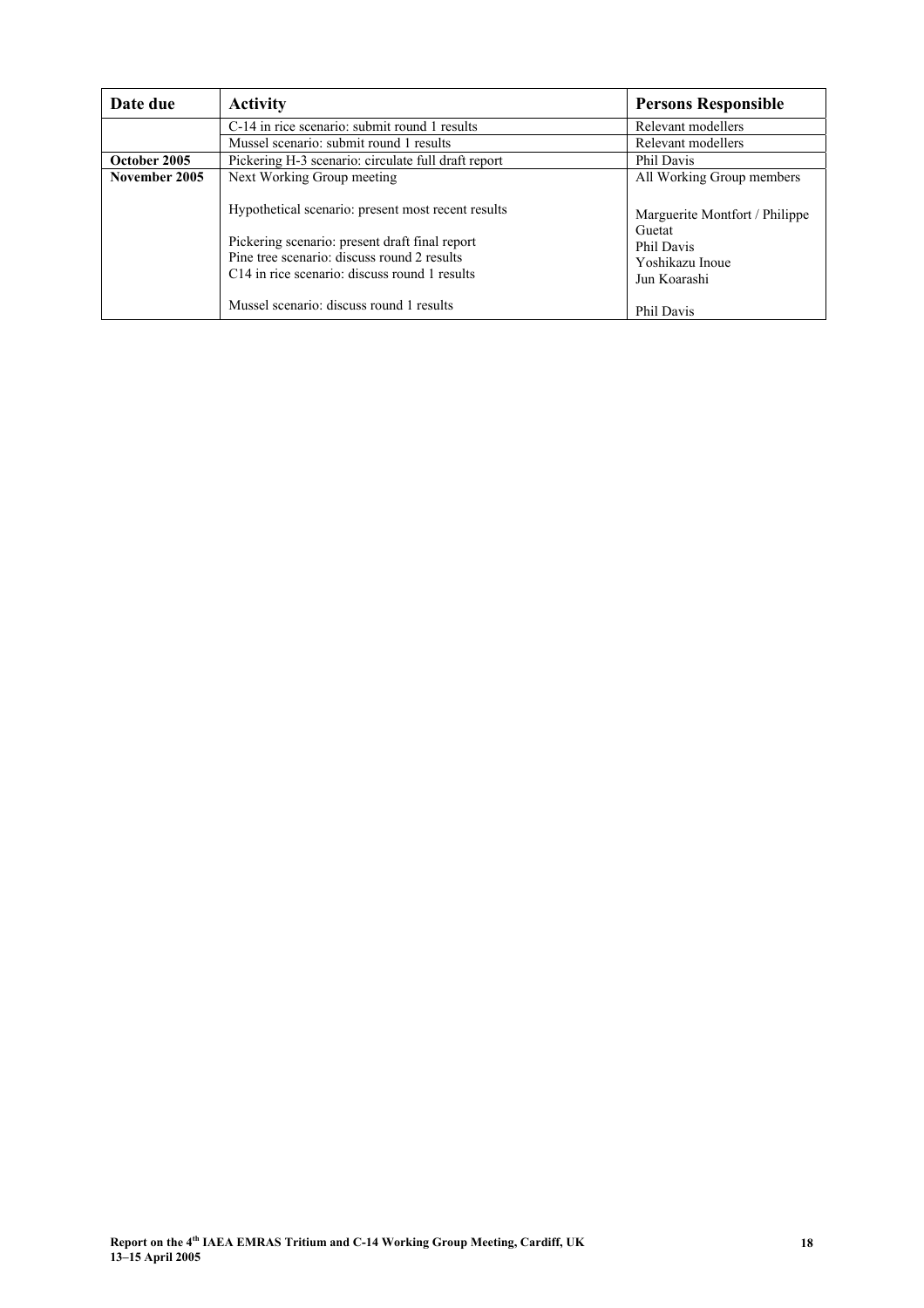| Date due | Activity | Persons Responsible |
|---|---|---|
| | C-14 in rice scenario: submit round 1 results | Relevant modellers |
| | Mussel scenario: submit round 1 results | Relevant modellers |
| **October 2005** | Pickering H-3 scenario: circulate full draft report | Phil Davis |
| **November 2005** | Next Working Group meeting | All Working Group members |
| | Hypothetical scenario: present most recent results | Marguerite Montfort / Philippe Guetat |
| | Pickering scenario: present draft final report | Phil Davis |
| | Pine tree scenario: discuss round 2 results | Yoshikazu Inoue |
| | C14 in rice scenario: discuss round 1 results | Jun Koarashi |
| | Mussel scenario: discuss round 1 results | Phil Davis |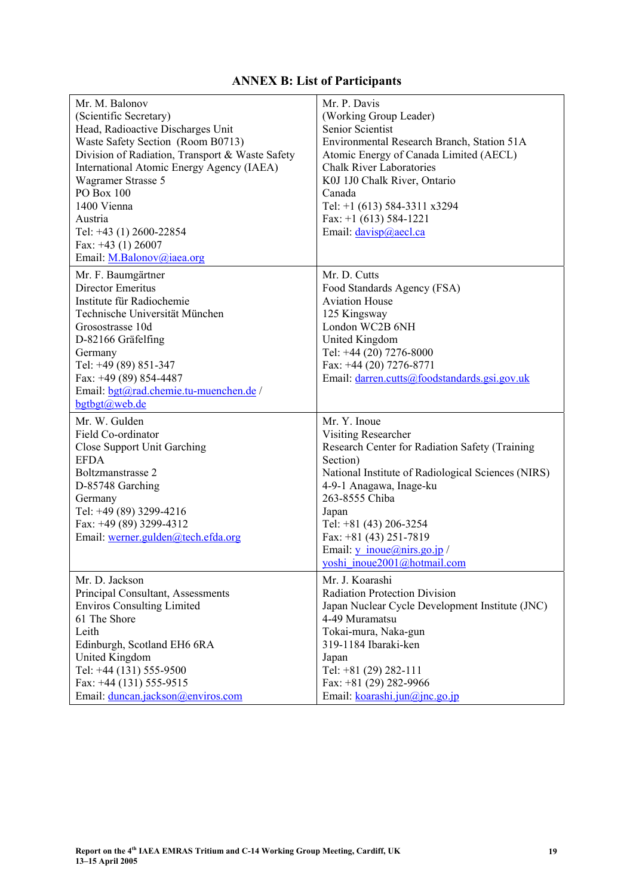## ANNEX B: List of Participants

| | |
|---|---|
| Mr. M. Balonov<br>(Scientific Secretary)<br>Head, Radioactive Discharges Unit<br>Waste Safety Section (Room B0713)<br>Division of Radiation, Transport & Waste Safety<br>International Atomic Energy Agency (IAEA)<br>Wagramer Strasse 5<br>PO Box 100<br>1400 Vienna<br>Austria<br>Tel: +43 (1) 2600-22854<br>Fax: +43 (1) 26007<br>Email: M.Balonov@iaea.org | Mr. P. Davis<br>(Working Group Leader)<br>Senior Scientist<br>Environmental Research Branch, Station 51A<br>Atomic Energy of Canada Limited (AECL)<br>Chalk River Laboratories<br>K0J 1J0 Chalk River, Ontario<br>Canada<br>Tel: +1 (613) 584-3311 x3294<br>Fax: +1 (613) 584-1221<br>Email: davisp@aecl.ca |
| Mr. F. Baumgärtner<br>Director Emeritus<br>Institute für Radiochemie<br>Technische Universität München<br>Grosostrasse 10d<br>D-82166 Gräfelfing<br>Germany<br>Tel: +49 (89) 851-347<br>Fax: +49 (89) 854-4487<br>Email: bgt@rad.chemie.tu-muenchen.de / bgtbgt@web.de | Mr. D. Cutts<br>Food Standards Agency (FSA)<br>Aviation House<br>125 Kingsway<br>London WC2B 6NH<br>United Kingdom<br>Tel: +44 (20) 7276-8000<br>Fax: +44 (20) 7276-8771<br>Email: darren.cutts@foodstandards.gsi.gov.uk |
| Mr. W. Gulden<br>Field Co-ordinator<br>Close Support Unit Garching<br>EFDA<br>Boltzmanstrasse 2<br>D-85748 Garching<br>Germany<br>Tel: +49 (89) 3299-4216<br>Fax: +49 (89) 3299-4312<br>Email: werner.gulden@tech.efda.org | Mr. Y. Inoue<br>Visiting Researcher<br>Research Center for Radiation Safety (Training Section)<br>National Institute of Radiological Sciences (NIRS)<br>4-9-1 Anagawa, Inage-ku<br>263-8555 Chiba<br>Japan<br>Tel: +81 (43) 206-3254<br>Fax: +81 (43) 251-7819<br>Email: y_inoue@nirs.go.jp / yoshi_inoue2001@hotmail.com |
| Mr. D. Jackson<br>Principal Consultant, Assessments<br>Enviros Consulting Limited<br>61 The Shore<br>Leith<br>Edinburgh, Scotland EH6 6RA<br>United Kingdom<br>Tel: +44 (131) 555-9500<br>Fax: +44 (131) 555-9515<br>Email: duncan.jackson@enviros.com | Mr. J. Koarashi<br>Radiation Protection Division<br>Japan Nuclear Cycle Development Institute (JNC)<br>4-49 Muramatsu<br>Tokai-mura, Naka-gun<br>319-1184 Ibaraki-ken<br>Japan<br>Tel: +81 (29) 282-111<br>Fax: +81 (29) 282-9966<br>Email: koarashi.jun@jnc.go.jp |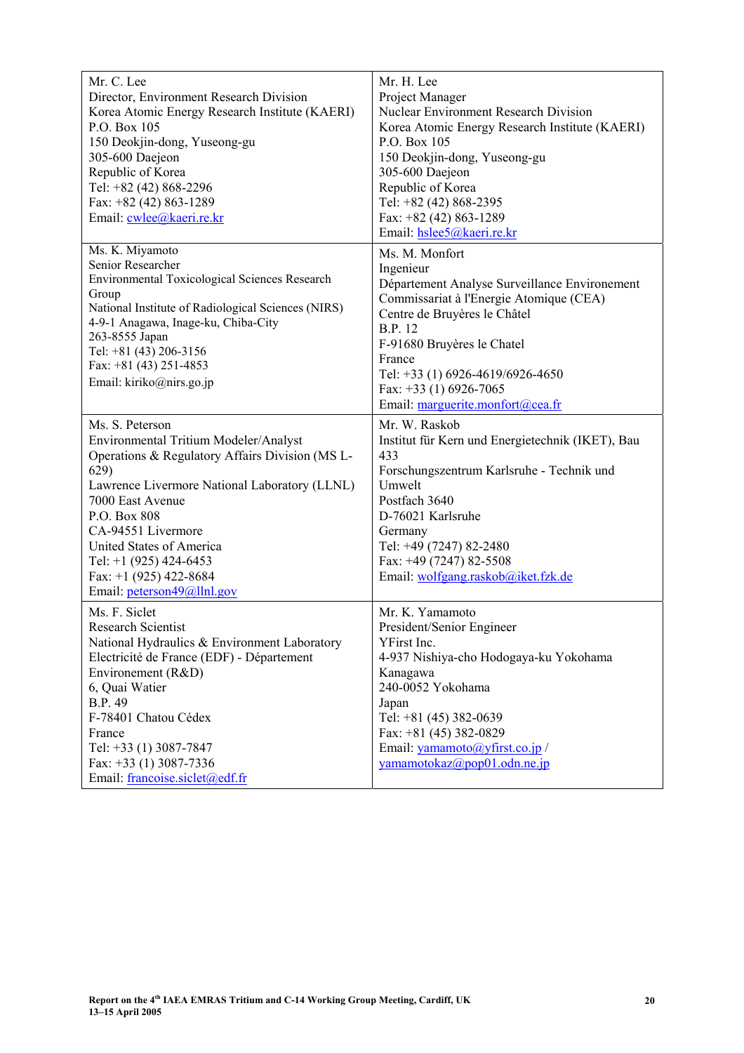| | |
|---|---|
| Mr. C. Lee<br>Director, Environment Research Division<br>Korea Atomic Energy Research Institute (KAERI)<br>P.O. Box 105<br>150 Deokjin-dong, Yuseong-gu<br>305-600 Daejeon<br>Republic of Korea<br>Tel: +82 (42) 868-2296<br>Fax: +82 (42) 863-1289<br>Email: cwlee@kaeri.re.kr | Mr. H. Lee<br>Project Manager<br>Nuclear Environment Research Division<br>Korea Atomic Energy Research Institute (KAERI)<br>P.O. Box 105<br>150 Deokjin-dong, Yuseong-gu<br>305-600 Daejeon<br>Republic of Korea<br>Tel: +82 (42) 868-2395<br>Fax: +82 (42) 863-1289<br>Email: hslee5@kaeri.re.kr |
| Ms. K. Miyamoto<br>Senior Researcher<br>Environmental Toxicological Sciences Research Group<br>National Institute of Radiological Sciences (NIRS)<br>4-9-1 Anagawa, Inage-ku, Chiba-City<br>263-8555 Japan<br>Tel: +81 (43) 206-3156<br>Fax: +81 (43) 251-4853<br>Email: kiriko@nirs.go.jp | Ms. M. Monfort<br>Ingenieur<br>Département Analyse Surveillance Environement<br>Commissariat à l'Energie Atomique (CEA)<br>Centre de Bruyères le Châtel<br>B.P. 12<br>F-91680 Bruyères le Chatel<br>France<br>Tel: +33 (1) 6926-4619/6926-4650<br>Fax: +33 (1) 6926-7065<br>Email: marguerite.monfort@cea.fr |
| Ms. S. Peterson<br>Environmental Tritium Modeler/Analyst<br>Operations & Regulatory Affairs Division (MS L-629)<br>Lawrence Livermore National Laboratory (LLNL)<br>7000 East Avenue<br>P.O. Box 808<br>CA-94551 Livermore<br>United States of America<br>Tel: +1 (925) 424-6453<br>Fax: +1 (925) 422-8684<br>Email: peterson49@llnl.gov | Mr. W. Raskob<br>Institut für Kern und Energietechnik (IKET), Bau 433<br>Forschungszentrum Karlsruhe - Technik und Umwelt<br>Postfach 3640<br>D-76021 Karlsruhe<br>Germany<br>Tel: +49 (7247) 82-2480<br>Fax: +49 (7247) 82-5508<br>Email: wolfgang.raskob@iket.fzk.de |
| Ms. F. Siclet<br>Research Scientist<br>National Hydraulics & Environment Laboratory<br>Electricité de France (EDF) - Département Environement (R&D)<br>6, Quai Watier<br>B.P. 49<br>F-78401 Chatou Cédex<br>France<br>Tel: +33 (1) 3087-7847<br>Fax: +33 (1) 3087-7336<br>Email: francoise.siclet@edf.fr | Mr. K. Yamamoto<br>President/Senior Engineer<br>YFirst Inc.<br>4-937 Nishiya-cho Hodogaya-ku Yokohama Kanagawa<br>240-0052 Yokohama<br>Japan<br>Tel: +81 (45) 382-0639<br>Fax: +81 (45) 382-0829<br>Email: yamamoto@yfirst.co.jp / yamamotokaz@pop01.odn.ne.jp |